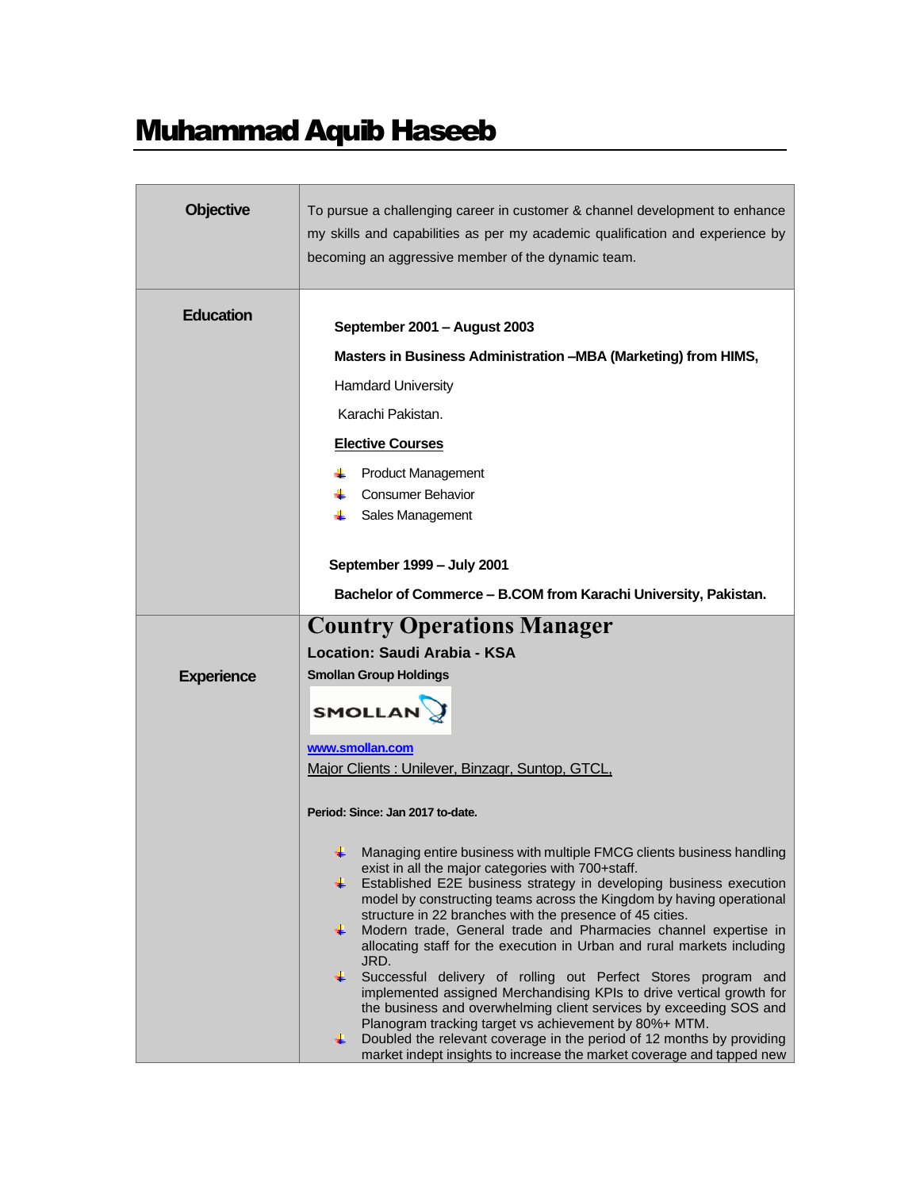# Muhammad Aquib Haseeb

## Objective

To pursue a challenging career in customer & channel development to enhance my skills and capabilities as per my academic qualification and experience by becoming an aggressive member of the dynamic team.

## Education

**September 2001 – August 2003**

**Masters in Business Administration –MBA (Marketing) from HIMS,**

Hamdard University

Karachi Pakistan.

**Elective Courses**

- Product Management
- Consumer Behavior
- Sales Management

**September 1999 – July 2001**

**Bachelor of Commerce – B.COM from Karachi University, Pakistan.**

## Experience

### Country Operations Manager

**Location: Saudi Arabia - KSA**

**Smollan Group Holdings**

SMOLLAN

**www.smollan.com**

Major Clients : Unilever, Binzagr, Suntop, GTCL,

**Period: Since: Jan 2017 to-date.**

- Managing entire business with multiple FMCG clients business handling exist in all the major categories with 700+staff.
- Established E2E business strategy in developing business execution model by constructing teams across the Kingdom by having operational structure in 22 branches with the presence of 45 cities.
- Modern trade, General trade and Pharmacies channel expertise in allocating staff for the execution in Urban and rural markets including JRD.
- Successful delivery of rolling out Perfect Stores program and implemented assigned Merchandising KPIs to drive vertical growth for the business and overwhelming client services by exceeding SOS and Planogram tracking target vs achievement by 80%+ MTM.
- Doubled the relevant coverage in the period of 12 months by providing market indept insights to increase the market coverage and tapped new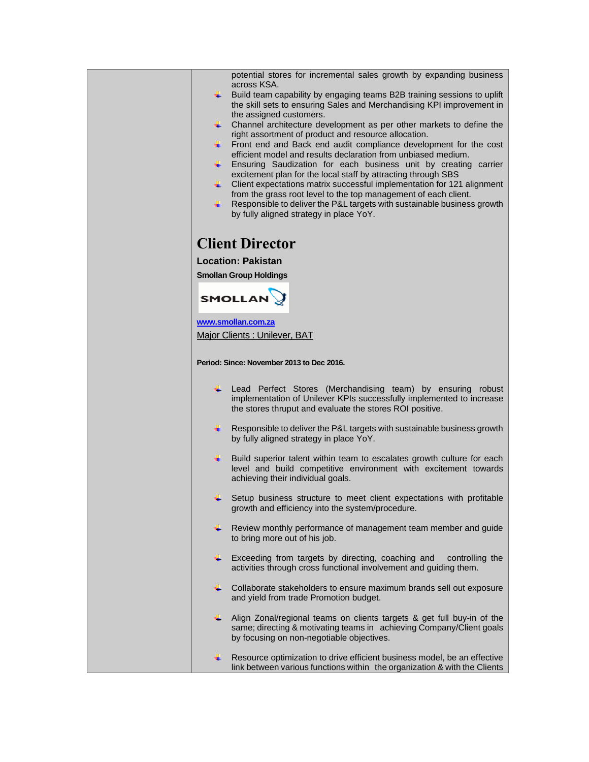potential stores for incremental sales growth by expanding business across KSA.

- Build team capability by engaging teams B2B training sessions to uplift the skill sets to ensuring Sales and Merchandising KPI improvement in the assigned customers.
- Channel architecture development as per other markets to define the right assortment of product and resource allocation.
- Front end and Back end audit compliance development for the cost efficient model and results declaration from unbiased medium.
- Ensuring Saudization for each business unit by creating carrier excitement plan for the local staff by attracting through SBS
- Client expectations matrix successful implementation for 121 alignment from the grass root level to the top management of each client.
- Responsible to deliver the P&L targets with sustainable business growth by fully aligned strategy in place YoY.

## Client Director

**Location: Pakistan**

**Smollan Group Holdings**

SMOLLAN

**www.smollan.com.za**

Major Clients : Unilever, BAT

**Period: Since: November 2013 to Dec 2016.**

- Lead Perfect Stores (Merchandising team) by ensuring robust implementation of Unilever KPIs successfully implemented to increase the stores thruput and evaluate the stores ROI positive.
- Responsible to deliver the P&L targets with sustainable business growth by fully aligned strategy in place YoY.
- Build superior talent within team to escalates growth culture for each level and build competitive environment with excitement towards achieving their individual goals.
- Setup business structure to meet client expectations with profitable growth and efficiency into the system/procedure.
- Review monthly performance of management team member and guide to bring more out of his job.
- Exceeding from targets by directing, coaching and controlling the activities through cross functional involvement and guiding them.
- Collaborate stakeholders to ensure maximum brands sell out exposure and yield from trade Promotion budget.
- Align Zonal/regional teams on clients targets & get full buy-in of the same; directing & motivating teams in achieving Company/Client goals by focusing on non-negotiable objectives.
- Resource optimization to drive efficient business model, be an effective link between various functions within the organization & with the Clients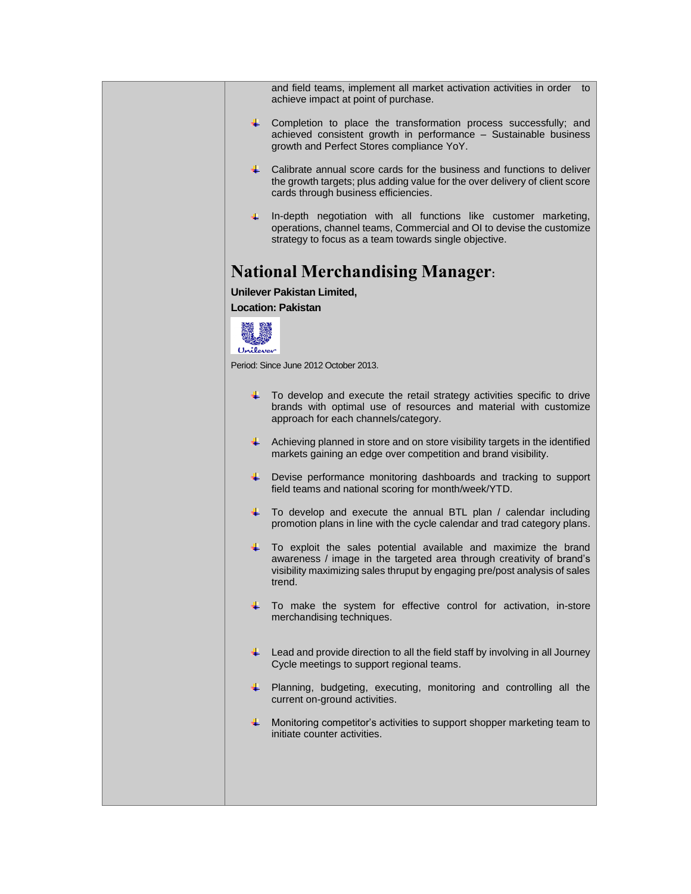and field teams, implement all market activation activities in order to achieve impact at point of purchase.

- Completion to place the transformation process successfully; and achieved consistent growth in performance – Sustainable business growth and Perfect Stores compliance YoY.
- Calibrate annual score cards for the business and functions to deliver the growth targets; plus adding value for the over delivery of client score cards through business efficiencies.
- In-depth negotiation with all functions like customer marketing, operations, channel teams, Commercial and OI to devise the customize strategy to focus as a team towards single objective.

## National Merchandising Manager:

**Unilever Pakistan Limited,**

**Location: Pakistan**

Period: Since June 2012 October 2013.

- To develop and execute the retail strategy activities specific to drive brands with optimal use of resources and material with customize approach for each channels/category.
- Achieving planned in store and on store visibility targets in the identified markets gaining an edge over competition and brand visibility.
- Devise performance monitoring dashboards and tracking to support field teams and national scoring for month/week/YTD.
- To develop and execute the annual BTL plan / calendar including promotion plans in line with the cycle calendar and trad category plans.
- To exploit the sales potential available and maximize the brand awareness / image in the targeted area through creativity of brand's visibility maximizing sales thruput by engaging pre/post analysis of sales trend.
- To make the system for effective control for activation, in-store merchandising techniques.
- Lead and provide direction to all the field staff by involving in all Journey Cycle meetings to support regional teams.
- Planning, budgeting, executing, monitoring and controlling all the current on-ground activities.
- Monitoring competitor's activities to support shopper marketing team to initiate counter activities.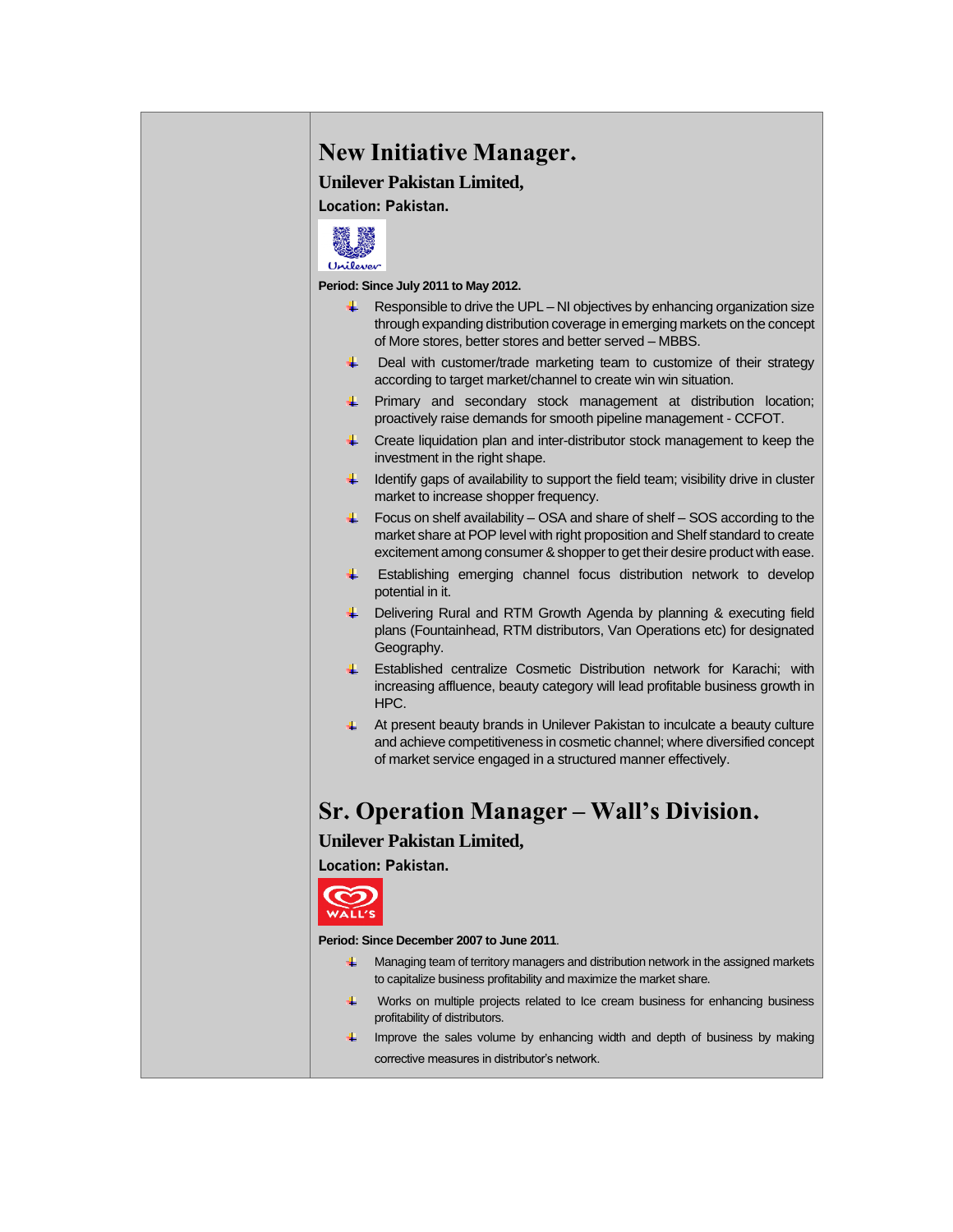# New Initiative Manager.

### Unilever Pakistan Limited,

**Location: Pakistan.**

**Period: Since July 2011 to May 2012.**

- Responsible to drive the UPL – NI objectives by enhancing organization size through expanding distribution coverage in emerging markets on the concept of More stores, better stores and better served – MBBS.
- Deal with customer/trade marketing team to customize of their strategy according to target market/channel to create win win situation.
- Primary and secondary stock management at distribution location; proactively raise demands for smooth pipeline management - CCFOT.
- Create liquidation plan and inter-distributor stock management to keep the investment in the right shape.
- Identify gaps of availability to support the field team; visibility drive in cluster market to increase shopper frequency.
- Focus on shelf availability – OSA and share of shelf – SOS according to the market share at POP level with right proposition and Shelf standard to create excitement among consumer & shopper to get their desire product with ease.
- Establishing emerging channel focus distribution network to develop potential in it.
- Delivering Rural and RTM Growth Agenda by planning & executing field plans (Fountainhead, RTM distributors, Van Operations etc) for designated Geography.
- Established centralize Cosmetic Distribution network for Karachi; with increasing affluence, beauty category will lead profitable business growth in HPC.
- At present beauty brands in Unilever Pakistan to inculcate a beauty culture and achieve competitiveness in cosmetic channel; where diversified concept of market service engaged in a structured manner effectively.

# Sr. Operation Manager – Wall's Division.

### Unilever Pakistan Limited,

**Location: Pakistan.**

**Period: Since December 2007 to June 2011**.

- Managing team of territory managers and distribution network in the assigned markets to capitalize business profitability and maximize the market share.
- Works on multiple projects related to Ice cream business for enhancing business profitability of distributors.
- Improve the sales volume by enhancing width and depth of business by making corrective measures in distributor's network.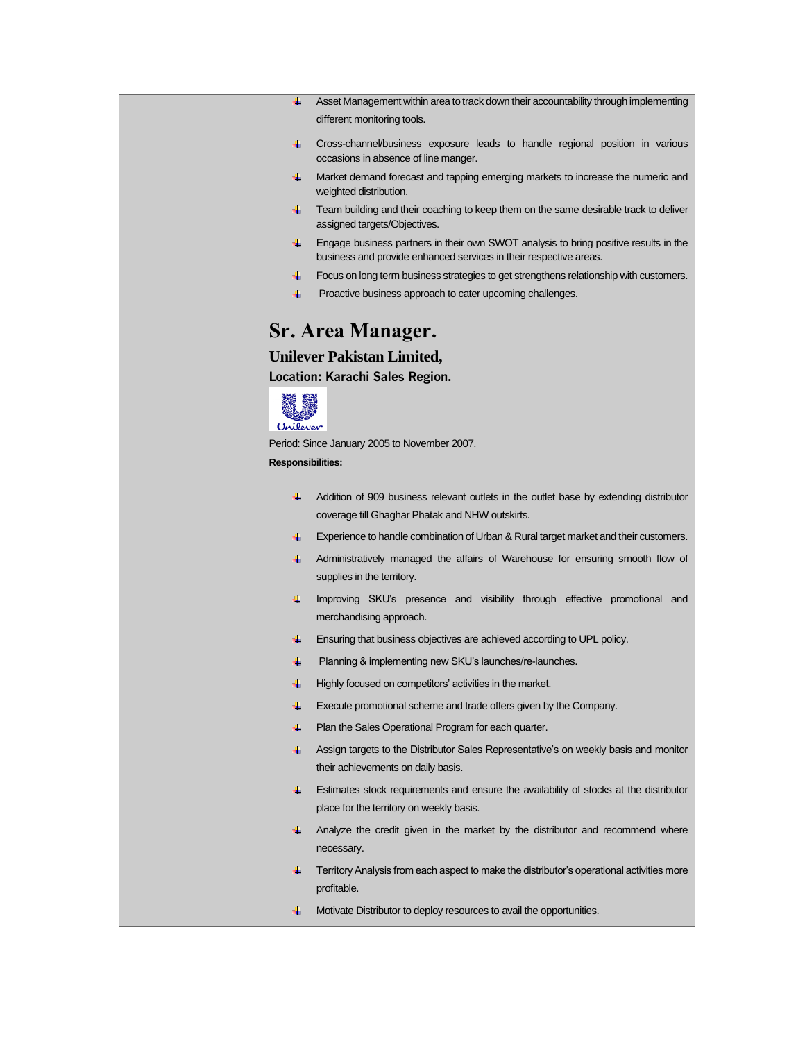- Asset Management within area to track down their accountability through implementing different monitoring tools.
- Cross-channel/business exposure leads to handle regional position in various occasions in absence of line manger.
- Market demand forecast and tapping emerging markets to increase the numeric and weighted distribution.
- Team building and their coaching to keep them on the same desirable track to deliver assigned targets/Objectives.
- Engage business partners in their own SWOT analysis to bring positive results in the business and provide enhanced services in their respective areas.
- Focus on long term business strategies to get strengthens relationship with customers.
- Proactive business approach to cater upcoming challenges.

# Sr. Area Manager.

## Unilever Pakistan Limited,

### Location: Karachi Sales Region.

Period: Since January 2005 to November 2007.

**Responsibilities:**

- Addition of 909 business relevant outlets in the outlet base by extending distributor coverage till Ghaghar Phatak and NHW outskirts.
- Experience to handle combination of Urban & Rural target market and their customers.
- Administratively managed the affairs of Warehouse for ensuring smooth flow of supplies in the territory.
- Improving SKU's presence and visibility through effective promotional and merchandising approach.
- Ensuring that business objectives are achieved according to UPL policy.
- Planning & implementing new SKU's launches/re-launches.
- Highly focused on competitors' activities in the market.
- Execute promotional scheme and trade offers given by the Company.
- Plan the Sales Operational Program for each quarter.
- Assign targets to the Distributor Sales Representative's on weekly basis and monitor their achievements on daily basis.
- Estimates stock requirements and ensure the availability of stocks at the distributor place for the territory on weekly basis.
- Analyze the credit given in the market by the distributor and recommend where necessary.
- Territory Analysis from each aspect to make the distributor's operational activities more profitable.
- Motivate Distributor to deploy resources to avail the opportunities.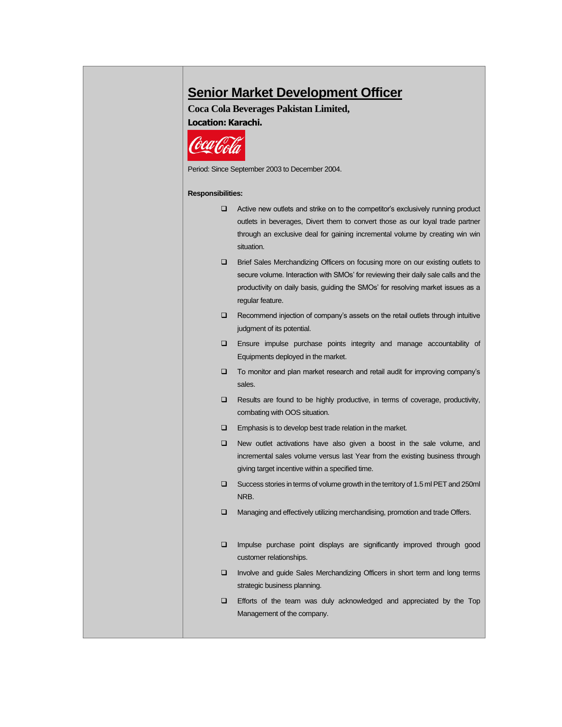## Senior Market Development Officer

**Coca Cola Beverages Pakistan Limited,**
**Location: Karachi.**

Period: Since September 2003 to December 2004.

**Responsibilities:**

- Active new outlets and strike on to the competitor's exclusively running product outlets in beverages, Divert them to convert those as our loyal trade partner through an exclusive deal for gaining incremental volume by creating win win situation.
- Brief Sales Merchandizing Officers on focusing more on our existing outlets to secure volume. Interaction with SMOs' for reviewing their daily sale calls and the productivity on daily basis, guiding the SMOs' for resolving market issues as a regular feature.
- Recommend injection of company's assets on the retail outlets through intuitive judgment of its potential.
- Ensure impulse purchase points integrity and manage accountability of Equipments deployed in the market.
- To monitor and plan market research and retail audit for improving company's sales.
- Results are found to be highly productive, in terms of coverage, productivity, combating with OOS situation.
- Emphasis is to develop best trade relation in the market.
- New outlet activations have also given a boost in the sale volume, and incremental sales volume versus last Year from the existing business through giving target incentive within a specified time.
- Success stories in terms of volume growth in the territory of 1.5 ml PET and 250ml NRB.
- Managing and effectively utilizing merchandising, promotion and trade Offers.
- Impulse purchase point displays are significantly improved through good customer relationships.
- Involve and guide Sales Merchandizing Officers in short term and long terms strategic business planning.
- Efforts of the team was duly acknowledged and appreciated by the Top Management of the company.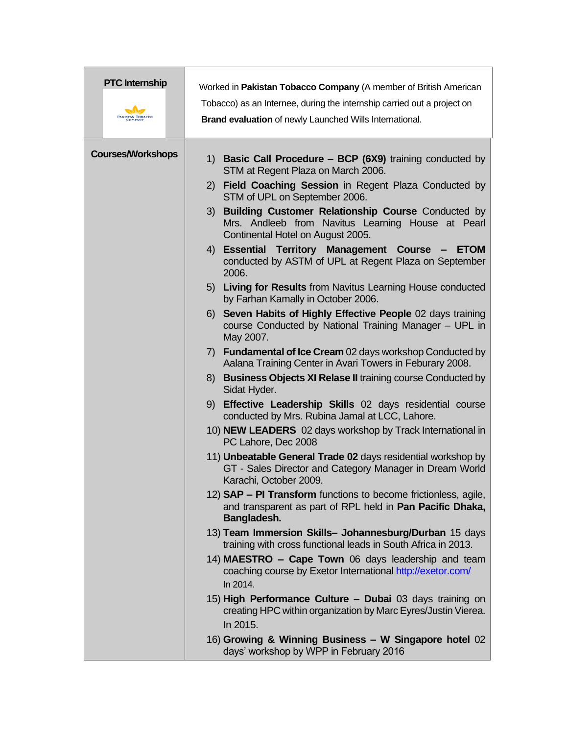| | |
|---|---|
| **PTC Internship** | Worked in **Pakistan Tobacco Company** (A member of British American Tobacco) as an Internee, during the internship carried out a project on **Brand evaluation** of newly Launched Wills International. |
| **Courses/Workshops** | 1) **Basic Call Procedure – BCP (6X9)** training conducted by STM at Regent Plaza on March 2006.<br>2) **Field Coaching Session** in Regent Plaza Conducted by STM of UPL on September 2006.<br>3) **Building Customer Relationship Course** Conducted by Mrs. Andleeb from Navitus Learning House at Pearl Continental Hotel on August 2005.<br>4) **Essential Territory Management Course – ETOM** conducted by ASTM of UPL at Regent Plaza on September 2006.<br>5) **Living for Results** from Navitus Learning House conducted by Farhan Kamally in October 2006.<br>6) **Seven Habits of Highly Effective People** 02 days training course Conducted by National Training Manager – UPL in May 2007.<br>7) **Fundamental of Ice Cream** 02 days workshop Conducted by Aalana Training Center in Avari Towers in Feburary 2008.<br>8) **Business Objects XI Relase II** training course Conducted by Sidat Hyder.<br>9) **Effective Leadership Skills** 02 days residential course conducted by Mrs. Rubina Jamal at LCC, Lahore.<br>10) **NEW LEADERS** 02 days workshop by Track International in PC Lahore, Dec 2008<br>11) **Unbeatable General Trade 02** days residential workshop by GT - Sales Director and Category Manager in Dream World Karachi, October 2009.<br>12) **SAP – PI Transform** functions to become frictionless, agile, and transparent as part of RPL held in **Pan Pacific Dhaka, Bangladesh.**<br>13) **Team Immersion Skills– Johannesburg/Durban** 15 days training with cross functional leads in South Africa in 2013.<br>14) **MAESTRO – Cape Town** 06 days leadership and team coaching course by Exetor International http://exetor.com/ In 2014.<br>15) **High Performance Culture – Dubai** 03 days training on creating HPC within organization by Marc Eyres/Justin Vierea. In 2015.<br>16) **Growing & Winning Business – W Singapore hotel** 02 days' workshop by WPP in February 2016 |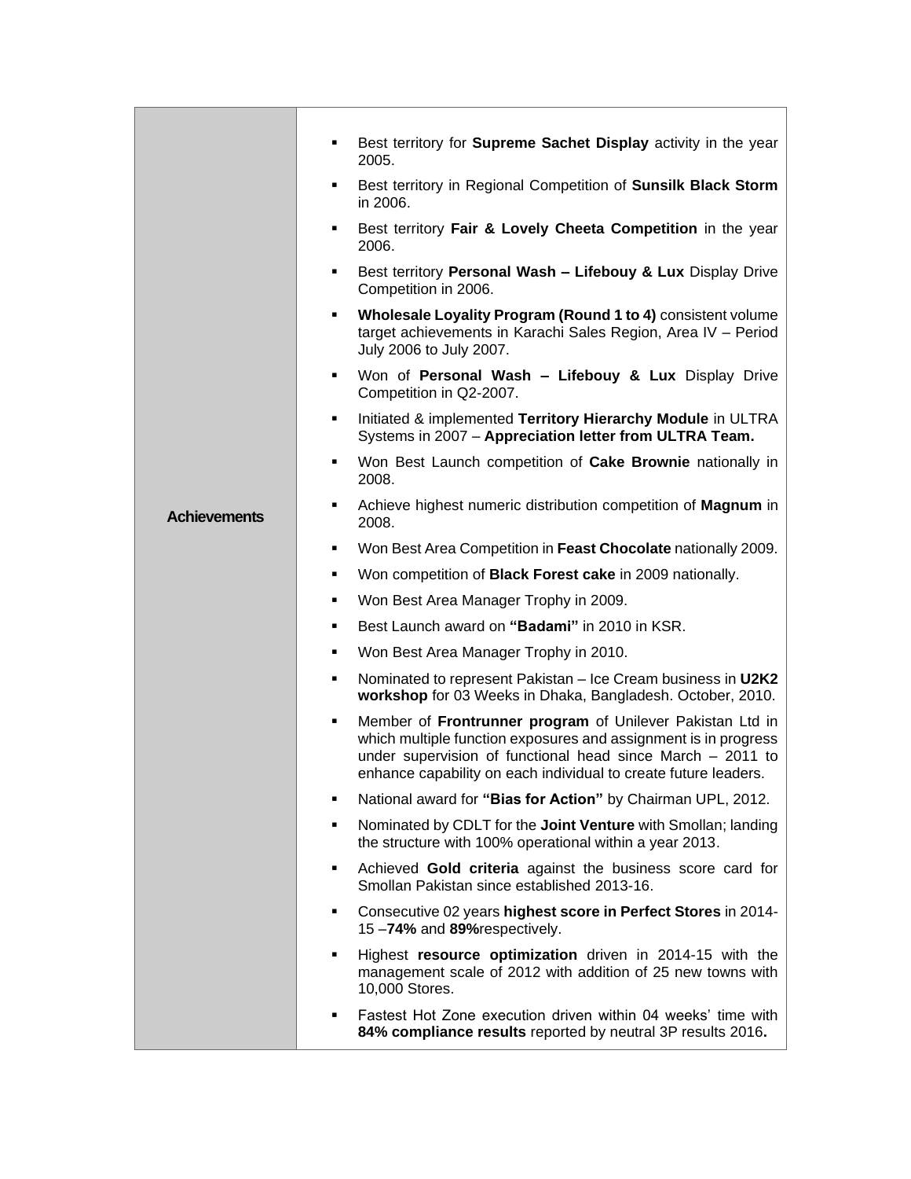| | |
|---|---|
| **Achievements** | ▪ Best territory for **Supreme Sachet Display** activity in the year 2005.<br>▪ Best territory in Regional Competition of **Sunsilk Black Storm** in 2006.<br>▪ Best territory **Fair & Lovely Cheeta Competition** in the year 2006.<br>▪ Best territory **Personal Wash – Lifebouy & Lux** Display Drive Competition in 2006.<br>▪ **Wholesale Loyality Program (Round 1 to 4)** consistent volume target achievements in Karachi Sales Region, Area IV – Period July 2006 to July 2007.<br>▪ Won of **Personal Wash – Lifebouy & Lux** Display Drive Competition in Q2-2007.<br>▪ Initiated & implemented **Territory Hierarchy Module** in ULTRA Systems in 2007 – **Appreciation letter from ULTRA Team.**<br>▪ Won Best Launch competition of **Cake Brownie** nationally in 2008.<br>▪ Achieve highest numeric distribution competition of **Magnum** in 2008.<br>▪ Won Best Area Competition in **Feast Chocolate** nationally 2009.<br>▪ Won competition of **Black Forest cake** in 2009 nationally.<br>▪ Won Best Area Manager Trophy in 2009.<br>▪ Best Launch award on **"Badami"** in 2010 in KSR.<br>▪ Won Best Area Manager Trophy in 2010.<br>▪ Nominated to represent Pakistan – Ice Cream business in **U2K2 workshop** for 03 Weeks in Dhaka, Bangladesh. October, 2010.<br>▪ Member of **Frontrunner program** of Unilever Pakistan Ltd in which multiple function exposures and assignment is in progress under supervision of functional head since March – 2011 to enhance capability on each individual to create future leaders.<br>▪ National award for **"Bias for Action"** by Chairman UPL, 2012.<br>▪ Nominated by CDLT for the **Joint Venture** with Smollan; landing the structure with 100% operational within a year 2013.<br>▪ Achieved **Gold criteria** against the business score card for Smollan Pakistan since established 2013-16.<br>▪ Consecutive 02 years **highest score in Perfect Stores** in 2014-15 –**74%** and **89%**respectively.<br>▪ Highest **resource optimization** driven in 2014-15 with the management scale of 2012 with addition of 25 new towns with 10,000 Stores.<br>▪ Fastest Hot Zone execution driven within 04 weeks' time with **84% compliance results** reported by neutral 3P results 2016**.** |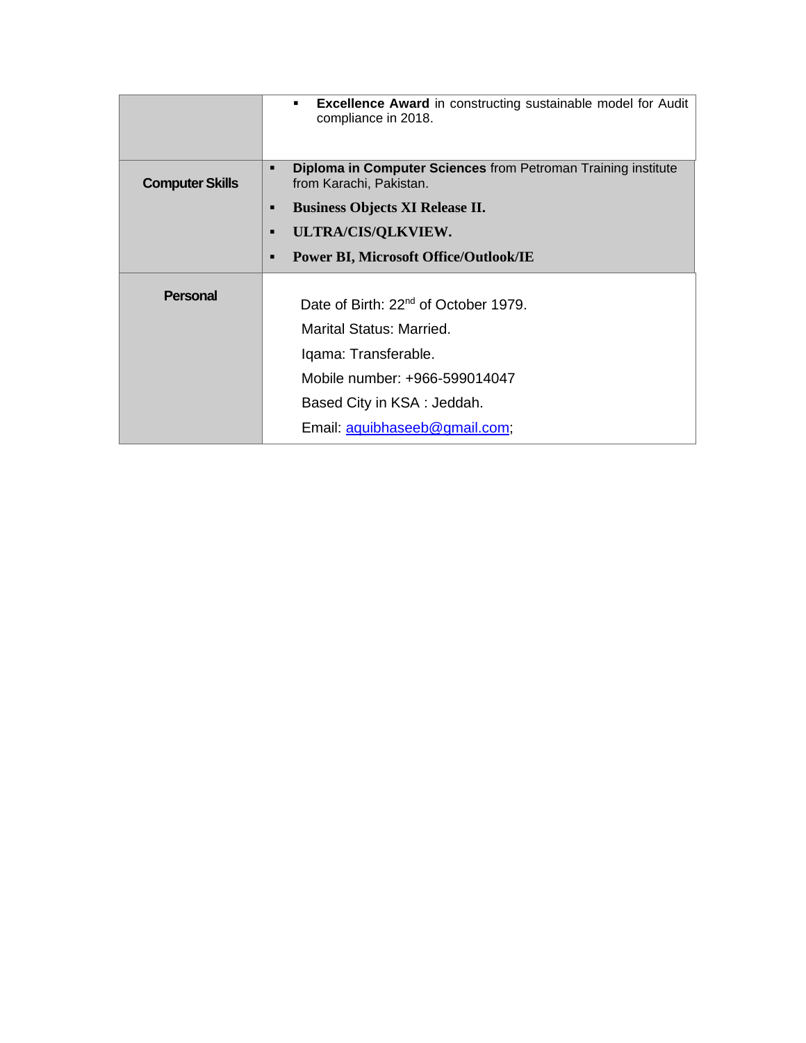| | |
|---|---|
| | ▪ **Excellence Award** in constructing sustainable model for Audit compliance in 2018. |
| **Computer Skills** | ▪ **Diploma in Computer Sciences** from Petroman Training institute from Karachi, Pakistan.<br>▪ **Business Objects XI Release II.**<br>▪ **ULTRA/CIS/QLKVIEW.**<br>▪ **Power BI, Microsoft Office/Outlook/IE** |
| **Personal** | Date of Birth: 22nd of October 1979.<br>Marital Status: Married.<br>Iqama: Transferable.<br>Mobile number: +966-599014047<br>Based City in KSA : Jeddah.<br>Email: aquibhaseeb@gmail.com; |